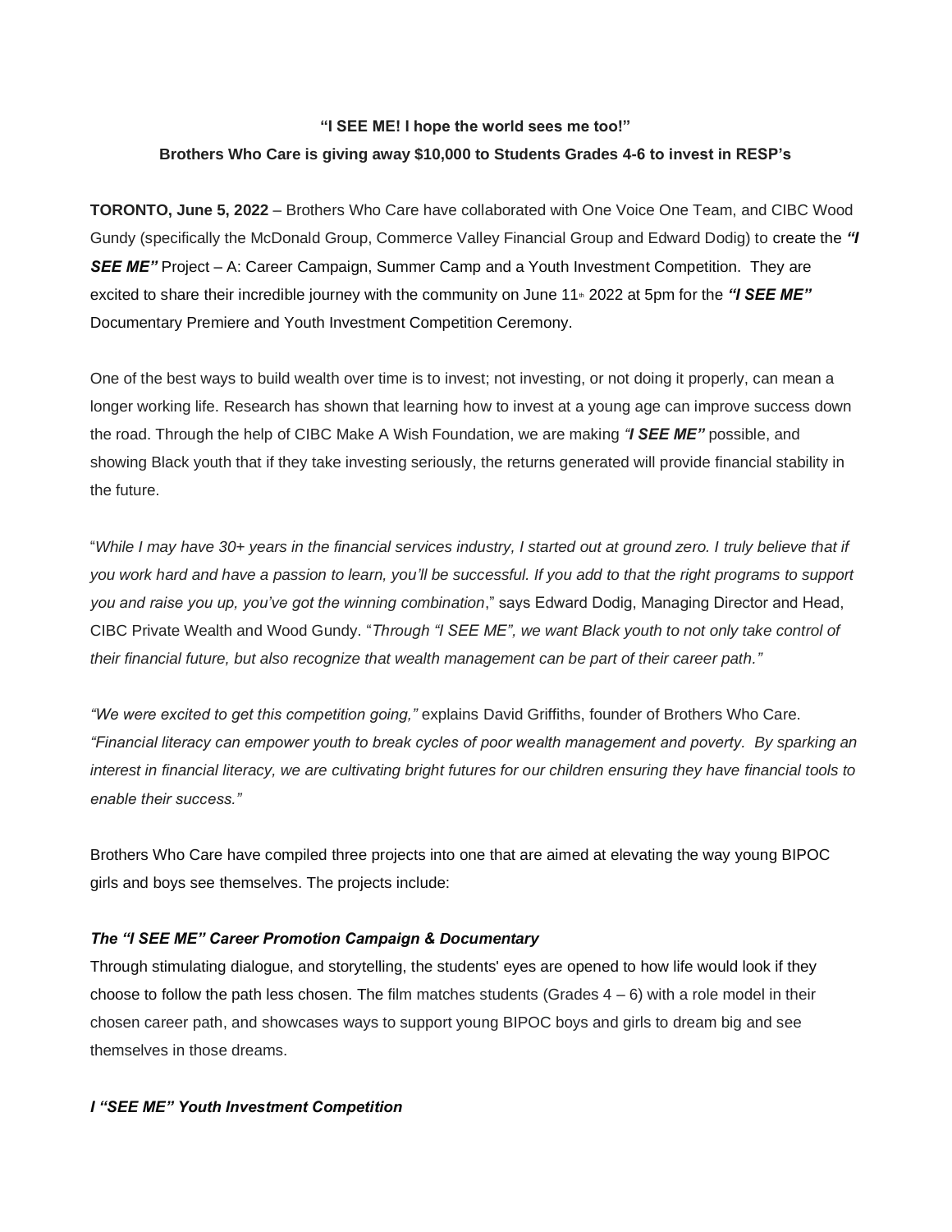**"I SEE ME! I hope the world sees me too!"**

**Brothers Who Care is giving away $10,000 to Students Grades 4-6 to invest in RESP's**

**TORONTO, June 5, 2022** – Brothers Who Care have collaborated with One Voice One Team, and CIBC Wood Gundy (specifically the McDonald Group, Commerce Valley Financial Group and Edward Dodig) to create the ***"I SEE ME"*** Project – A: Career Campaign, Summer Camp and a Youth Investment Competition. They are excited to share their incredible journey with the community on June 11th 2022 at 5pm for the ***"I SEE ME"*** Documentary Premiere and Youth Investment Competition Ceremony.

One of the best ways to build wealth over time is to invest; not investing, or not doing it properly, can mean a longer working life. Research has shown that learning how to invest at a young age can improve success down the road. Through the help of CIBC Make A Wish Foundation, we are making ***"I SEE ME"*** possible, and showing Black youth that if they take investing seriously, the returns generated will provide financial stability in the future.

"*While I may have 30+ years in the financial services industry, I started out at ground zero. I truly believe that if you work hard and have a passion to learn, you'll be successful. If you add to that the right programs to support you and raise you up, you've got the winning combination*," says Edward Dodig, Managing Director and Head, CIBC Private Wealth and Wood Gundy. "*Through "I SEE ME", we want Black youth to not only take control of their financial future, but also recognize that wealth management can be part of their career path."*

*"We were excited to get this competition going,"* explains David Griffiths, founder of Brothers Who Care. *"Financial literacy can empower youth to break cycles of poor wealth management and poverty. By sparking an interest in financial literacy, we are cultivating bright futures for our children ensuring they have financial tools to enable their success."*

Brothers Who Care have compiled three projects into one that are aimed at elevating the way young BIPOC girls and boys see themselves. The projects include:

***The "I SEE ME" Career Promotion Campaign & Documentary***

Through stimulating dialogue, and storytelling, the students' eyes are opened to how life would look if they choose to follow the path less chosen. The film matches students (Grades 4 – 6) with a role model in their chosen career path, and showcases ways to support young BIPOC boys and girls to dream big and see themselves in those dreams.

***I "SEE ME" Youth Investment Competition***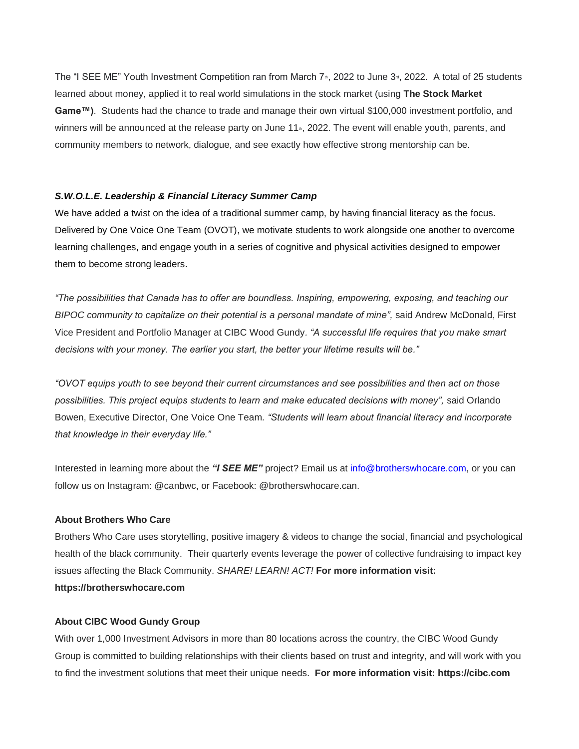The "I SEE ME" Youth Investment Competition ran from March 7th, 2022 to June 3rd, 2022. A total of 25 students learned about money, applied it to real world simulations in the stock market (using **The Stock Market Game™)**. Students had the chance to trade and manage their own virtual $100,000 investment portfolio, and winners will be announced at the release party on June 11th, 2022. The event will enable youth, parents, and community members to network, dialogue, and see exactly how effective strong mentorship can be.

***S.W.O.L.E. Leadership & Financial Literacy Summer Camp***

We have added a twist on the idea of a traditional summer camp, by having financial literacy as the focus. Delivered by One Voice One Team (OVOT), we motivate students to work alongside one another to overcome learning challenges, and engage youth in a series of cognitive and physical activities designed to empower them to become strong leaders.

*"The possibilities that Canada has to offer are boundless. Inspiring, empowering, exposing, and teaching our BIPOC community to capitalize on their potential is a personal mandate of mine",* said Andrew McDonald, First Vice President and Portfolio Manager at CIBC Wood Gundy. *"A successful life requires that you make smart decisions with your money. The earlier you start, the better your lifetime results will be."*

*"OVOT equips youth to see beyond their current circumstances and see possibilities and then act on those possibilities. This project equips students to learn and make educated decisions with money",* said Orlando Bowen, Executive Director, One Voice One Team. *"Students will learn about financial literacy and incorporate that knowledge in their everyday life."*

Interested in learning more about the ***"I SEE ME"*** project? Email us at info@brotherswhocare.com, or you can follow us on Instagram: @canbwc, or Facebook: @brotherswhocare.can.

**About Brothers Who Care**

Brothers Who Care uses storytelling, positive imagery & videos to change the social, financial and psychological health of the black community. Their quarterly events leverage the power of collective fundraising to impact key issues affecting the Black Community. *SHARE! LEARN! ACT!* **For more information visit: https://brotherswhocare.com**

**About CIBC Wood Gundy Group**

With over 1,000 Investment Advisors in more than 80 locations across the country, the CIBC Wood Gundy Group is committed to building relationships with their clients based on trust and integrity, and will work with you to find the investment solutions that meet their unique needs. **For more information visit: https://cibc.com**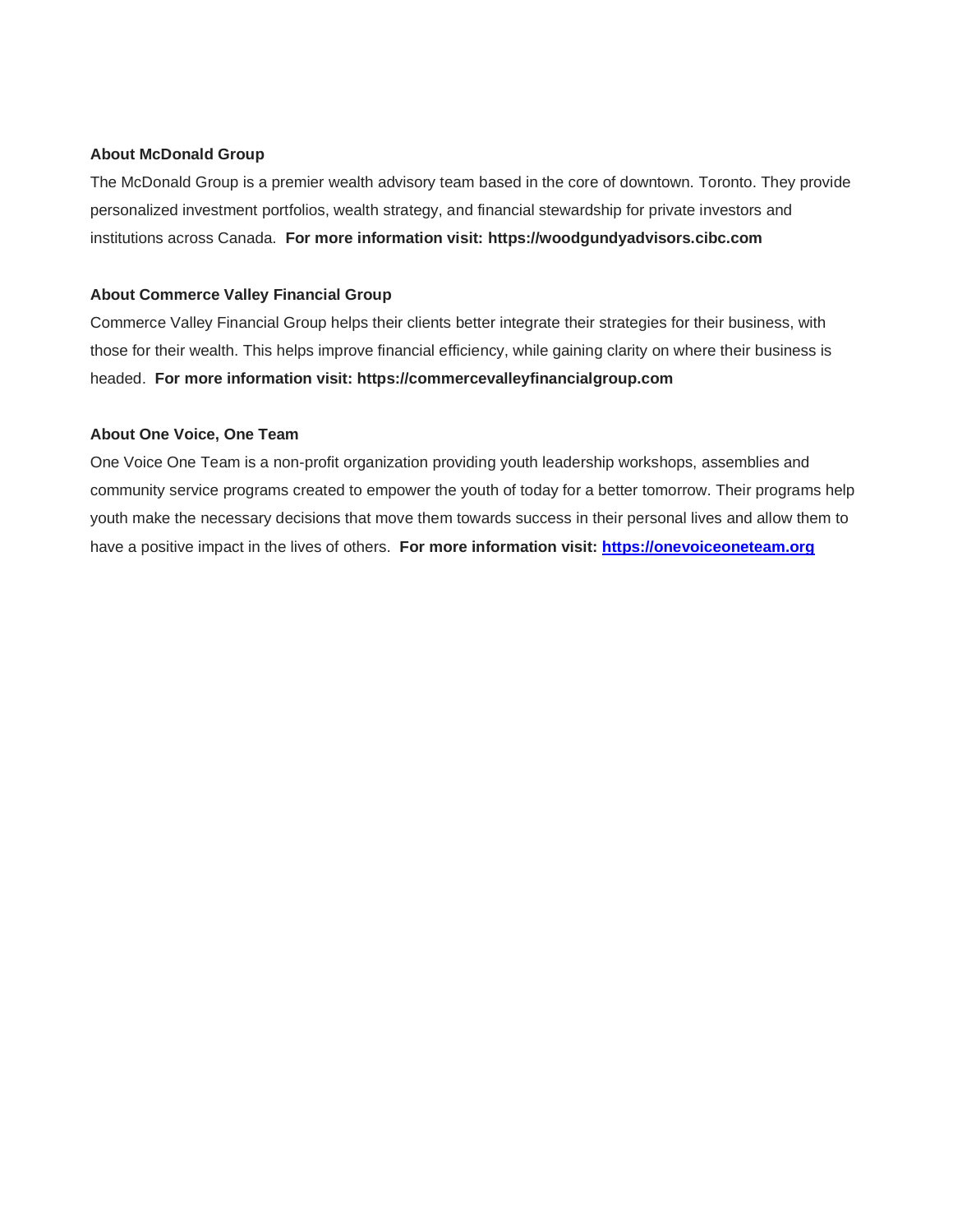**About McDonald Group**

The McDonald Group is a premier wealth advisory team based in the core of downtown. Toronto. They provide personalized investment portfolios, wealth strategy, and financial stewardship for private investors and institutions across Canada. **For more information visit: https://woodgundyadvisors.cibc.com**

**About Commerce Valley Financial Group**

Commerce Valley Financial Group helps their clients better integrate their strategies for their business, with those for their wealth. This helps improve financial efficiency, while gaining clarity on where their business is headed. **For more information visit: https://commercevalleyfinancialgroup.com**

**About One Voice, One Team**

One Voice One Team is a non-profit organization providing youth leadership workshops, assemblies and community service programs created to empower the youth of today for a better tomorrow. Their programs help youth make the necessary decisions that move them towards success in their personal lives and allow them to have a positive impact in the lives of others. **For more information visit: [https://onevoiceoneteam.org](https://onevoiceoneteam.org)**